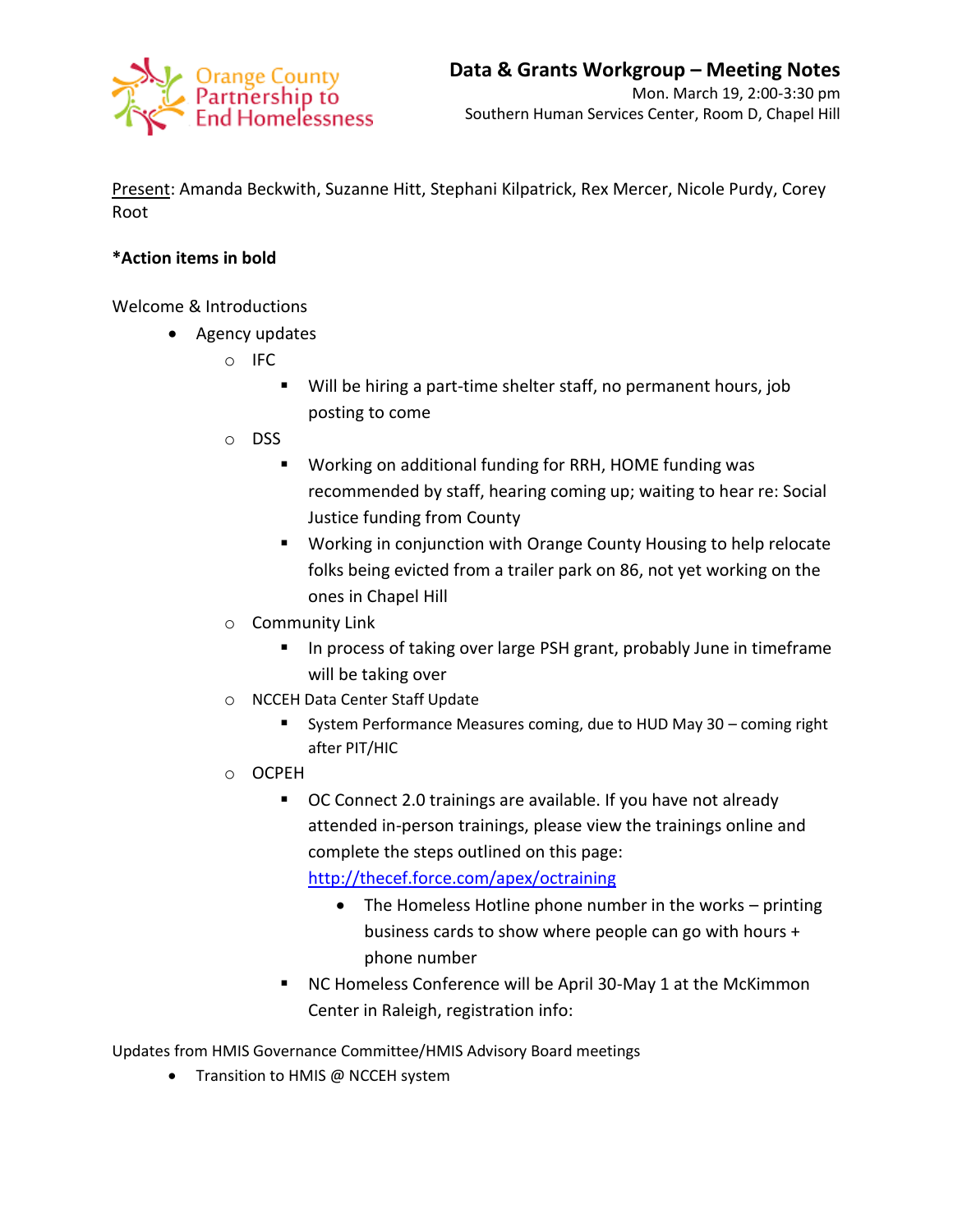Orange County Partnership to End Homelessness

# Data & Grants Workgroup – Meeting Notes

Mon. March 19, 2:00-3:30 pm
Southern Human Services Center, Room D, Chapel Hill

Present: Amanda Beckwith, Suzanne Hitt, Stephani Kilpatrick, Rex Mercer, Nicole Purdy, Corey Root

***Action items in bold**

Welcome & Introductions

- Agency updates
  - IFC
    - Will be hiring a part-time shelter staff, no permanent hours, job posting to come
  - DSS
    - Working on additional funding for RRH, HOME funding was recommended by staff, hearing coming up; waiting to hear re: Social Justice funding from County
    - Working in conjunction with Orange County Housing to help relocate folks being evicted from a trailer park on 86, not yet working on the ones in Chapel Hill
  - Community Link
    - In process of taking over large PSH grant, probably June in timeframe will be taking over
  - NCCEH Data Center Staff Update
    - System Performance Measures coming, due to HUD May 30 – coming right after PIT/HIC
  - OCPEH
    - OC Connect 2.0 trainings are available. If you have not already attended in-person trainings, please view the trainings online and complete the steps outlined on this page: http://thecef.force.com/apex/octraining
      - The Homeless Hotline phone number in the works – printing business cards to show where people can go with hours + phone number
    - NC Homeless Conference will be April 30-May 1 at the McKimmon Center in Raleigh, registration info:

Updates from HMIS Governance Committee/HMIS Advisory Board meetings

- Transition to HMIS @ NCCEH system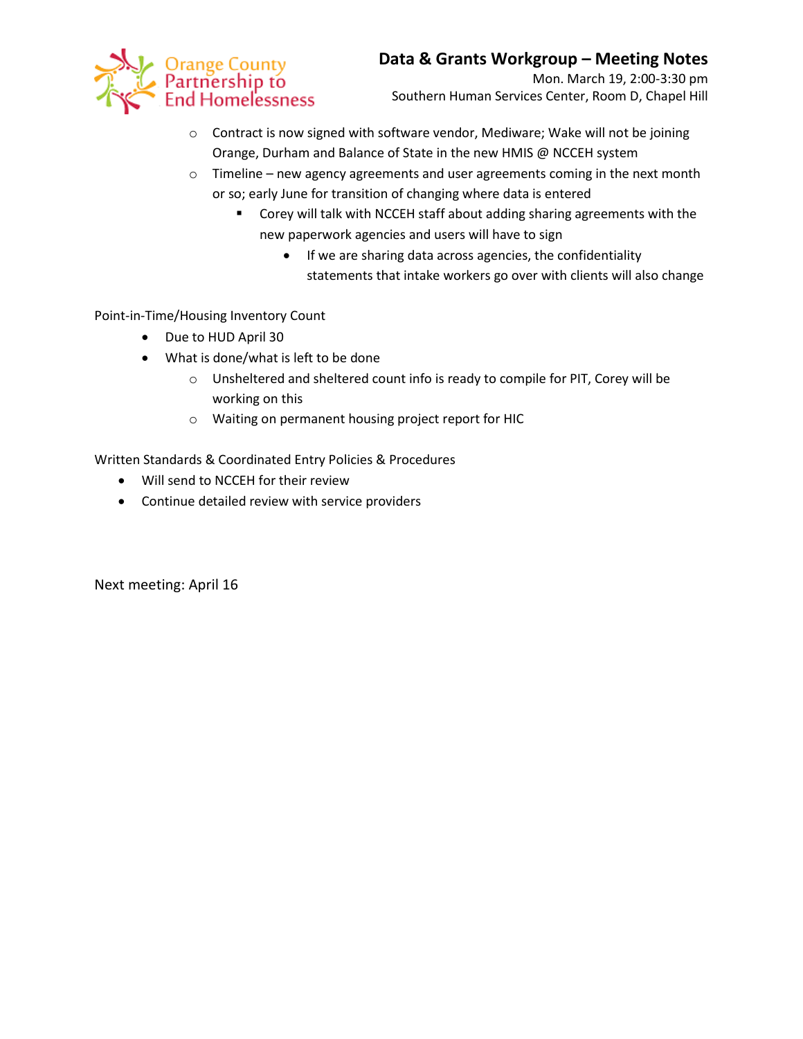- Contract is now signed with software vendor, Mediware; Wake will not be joining Orange, Durham and Balance of State in the new HMIS @ NCCEH system
- Timeline – new agency agreements and user agreements coming in the next month or so; early June for transition of changing where data is entered
  - Corey will talk with NCCEH staff about adding sharing agreements with the new paperwork agencies and users will have to sign
    - If we are sharing data across agencies, the confidentiality statements that intake workers go over with clients will also change

Point-in-Time/Housing Inventory Count

- Due to HUD April 30
- What is done/what is left to be done
  - Unsheltered and sheltered count info is ready to compile for PIT, Corey will be working on this
  - Waiting on permanent housing project report for HIC

Written Standards & Coordinated Entry Policies & Procedures

- Will send to NCCEH for their review
- Continue detailed review with service providers

Next meeting: April 16